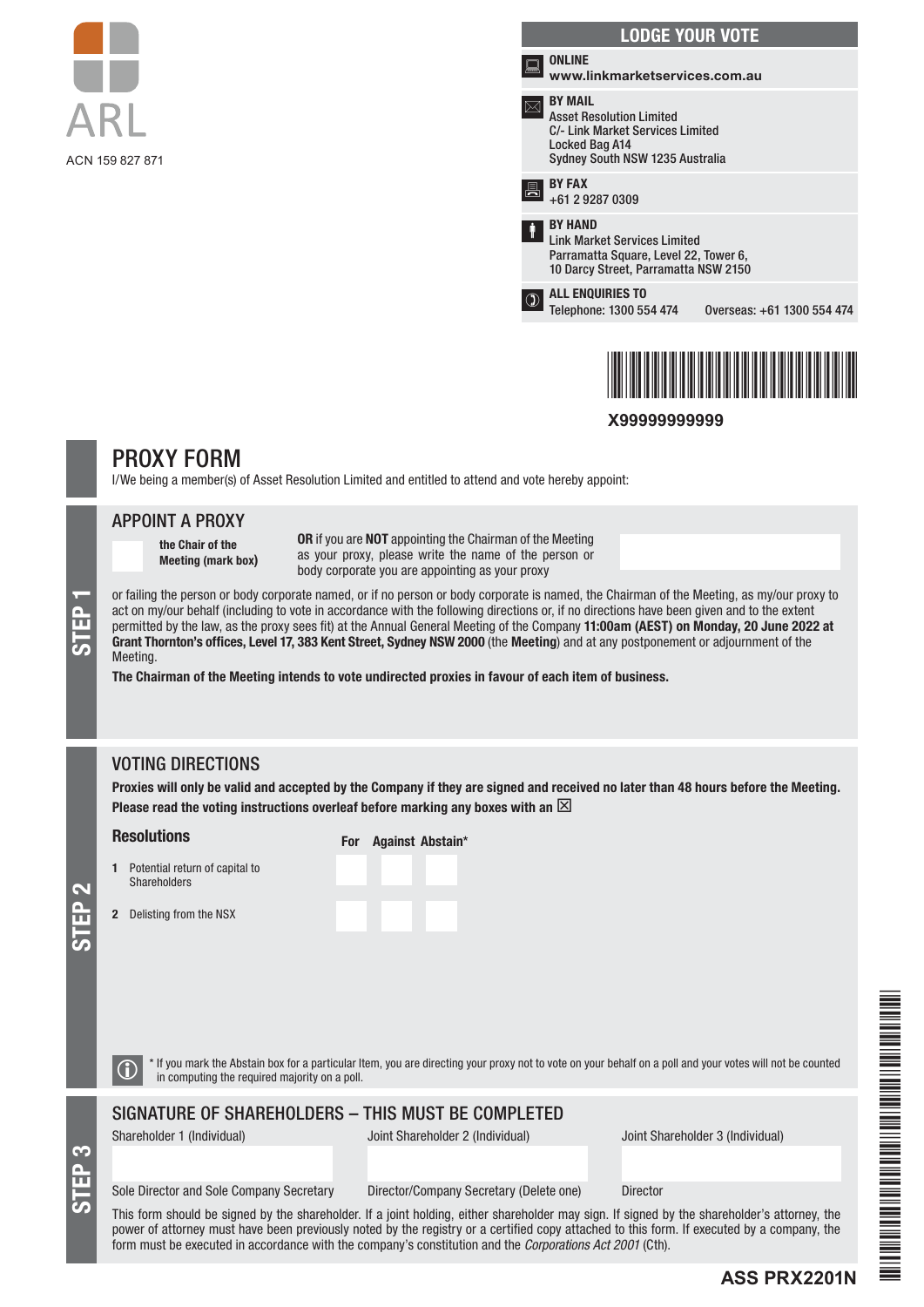ARL

ACN 159 827 871

## LODGE YOUR VOTE

**ONLINE**
**www.linkmarketservices.com.au**

**BY MAIL**
Asset Resolution Limited
C/- Link Market Services Limited
Locked Bag A14
Sydney South NSW 1235 Australia

**BY FAX**
+61 2 9287 0309

**BY HAND**
Link Market Services Limited
Parramatta Square, Level 22, Tower 6,
10 Darcy Street, Parramatta NSW 2150

**ALL ENQUIRIES TO**
Telephone: 1300 554 474 Overseas: +61 1300 554 474

**X99999999999**

# PROXY FORM

I/We being a member(s) of Asset Resolution Limited and entitled to attend and vote hereby appoint:

## STEP 1

### APPOINT A PROXY

☐ **the Chair of the Meeting (mark box)**

**OR** if you are **NOT** appointing the Chairman of the Meeting as your proxy, please write the name of the person or body corporate you are appointing as your proxy

or failing the person or body corporate named, or if no person or body corporate is named, the Chairman of the Meeting, as my/our proxy to act on my/our behalf (including to vote in accordance with the following directions or, if no directions have been given and to the extent permitted by the law, as the proxy sees fit) at the Annual General Meeting of the Company **11:00am (AEST) on Monday, 20 June 2022 at Grant Thornton's offices, Level 17, 383 Kent Street, Sydney NSW 2000** (the **Meeting**) and at any postponement or adjournment of the Meeting.

**The Chairman of the Meeting intends to vote undirected proxies in favour of each item of business.**

## STEP 2

### VOTING DIRECTIONS

**Proxies will only be valid and accepted by the Company if they are signed and received no later than 48 hours before the Meeting.**
**Please read the voting instructions overleaf before marking any boxes with an ☒**

| Resolutions | For | Against | Abstain* |
|---|---|---|---|
| 1 Potential return of capital to Shareholders | | | |
| 2 Delisting from the NSX | | | |

\* If you mark the Abstain box for a particular Item, you are directing your proxy not to vote on your behalf on a poll and your votes will not be counted in computing the required majority on a poll.

## STEP 3

### SIGNATURE OF SHAREHOLDERS – THIS MUST BE COMPLETED

| Shareholder 1 (Individual) | Joint Shareholder 2 (Individual) | Joint Shareholder 3 (Individual) |
|---|---|---|
| | | |
| Sole Director and Sole Company Secretary | Director/Company Secretary (Delete one) | Director |

This form should be signed by the shareholder. If a joint holding, either shareholder may sign. If signed by the shareholder's attorney, the power of attorney must have been previously noted by the registry or a certified copy attached to this form. If executed by a company, the form must be executed in accordance with the company's constitution and the *Corporations Act 2001* (Cth).

**ASS PRX2201N**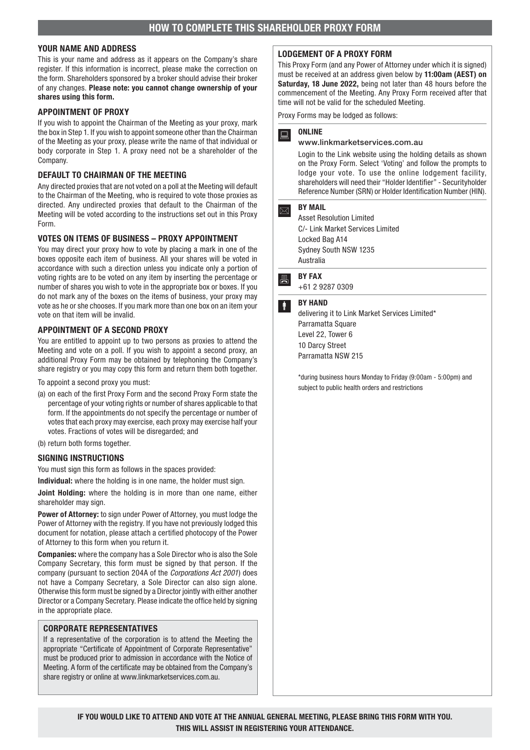# HOW TO COMPLETE THIS SHAREHOLDER PROXY FORM

### YOUR NAME AND ADDRESS

This is your name and address as it appears on the Company's share register. If this information is incorrect, please make the correction on the form. Shareholders sponsored by a broker should advise their broker of any changes. **Please note: you cannot change ownership of your shares using this form.**

### APPOINTMENT OF PROXY

If you wish to appoint the Chairman of the Meeting as your proxy, mark the box in Step 1. If you wish to appoint someone other than the Chairman of the Meeting as your proxy, please write the name of that individual or body corporate in Step 1. A proxy need not be a shareholder of the Company.

### DEFAULT TO CHAIRMAN OF THE MEETING

Any directed proxies that are not voted on a poll at the Meeting will default to the Chairman of the Meeting, who is required to vote those proxies as directed. Any undirected proxies that default to the Chairman of the Meeting will be voted according to the instructions set out in this Proxy Form.

### VOTES ON ITEMS OF BUSINESS – PROXY APPOINTMENT

You may direct your proxy how to vote by placing a mark in one of the boxes opposite each item of business. All your shares will be voted in accordance with such a direction unless you indicate only a portion of voting rights are to be voted on any item by inserting the percentage or number of shares you wish to vote in the appropriate box or boxes. If you do not mark any of the boxes on the items of business, your proxy may vote as he or she chooses. If you mark more than one box on an item your vote on that item will be invalid.

### APPOINTMENT OF A SECOND PROXY

You are entitled to appoint up to two persons as proxies to attend the Meeting and vote on a poll. If you wish to appoint a second proxy, an additional Proxy Form may be obtained by telephoning the Company's share registry or you may copy this form and return them both together.

To appoint a second proxy you must:

(a) on each of the first Proxy Form and the second Proxy Form state the percentage of your voting rights or number of shares applicable to that form. If the appointments do not specify the percentage or number of votes that each proxy may exercise, each proxy may exercise half your votes. Fractions of votes will be disregarded; and

(b) return both forms together.

### SIGNING INSTRUCTIONS

You must sign this form as follows in the spaces provided:

**Individual:** where the holding is in one name, the holder must sign.

**Joint Holding:** where the holding is in more than one name, either shareholder may sign.

**Power of Attorney:** to sign under Power of Attorney, you must lodge the Power of Attorney with the registry. If you have not previously lodged this document for notation, please attach a certified photocopy of the Power of Attorney to this form when you return it.

**Companies:** where the company has a Sole Director who is also the Sole Company Secretary, this form must be signed by that person. If the company (pursuant to section 204A of the *Corporations Act 2001*) does not have a Company Secretary, a Sole Director can also sign alone. Otherwise this form must be signed by a Director jointly with either another Director or a Company Secretary. Please indicate the office held by signing in the appropriate place.

### CORPORATE REPRESENTATIVES

If a representative of the corporation is to attend the Meeting the appropriate "Certificate of Appointment of Corporate Representative" must be produced prior to admission in accordance with the Notice of Meeting. A form of the certificate may be obtained from the Company's share registry or online at www.linkmarketservices.com.au.

### LODGEMENT OF A PROXY FORM

This Proxy Form (and any Power of Attorney under which it is signed) must be received at an address given below by **11:00am (AEST) on Saturday, 18 June 2022,** being not later than 48 hours before the commencement of the Meeting. Any Proxy Form received after that time will not be valid for the scheduled Meeting.

Proxy Forms may be lodged as follows:

**ONLINE**

www.linkmarketservices.com.au

Login to the Link website using the holding details as shown on the Proxy Form. Select 'Voting' and follow the prompts to lodge your vote. To use the online lodgement facility, shareholders will need their "Holder Identifier" - Securityholder Reference Number (SRN) or Holder Identification Number (HIN).

**BY MAIL**

Asset Resolution Limited
C/- Link Market Services Limited
Locked Bag A14
Sydney South NSW 1235
Australia

**BY FAX**

+61 2 9287 0309

**BY HAND**

delivering it to Link Market Services Limited*
Parramatta Square
Level 22, Tower 6
10 Darcy Street
Parramatta NSW 215

*during business hours Monday to Friday (9:00am - 5:00pm) and subject to public health orders and restrictions

**IF YOU WOULD LIKE TO ATTEND AND VOTE AT THE ANNUAL GENERAL MEETING, PLEASE BRING THIS FORM WITH YOU. THIS WILL ASSIST IN REGISTERING YOUR ATTENDANCE.**